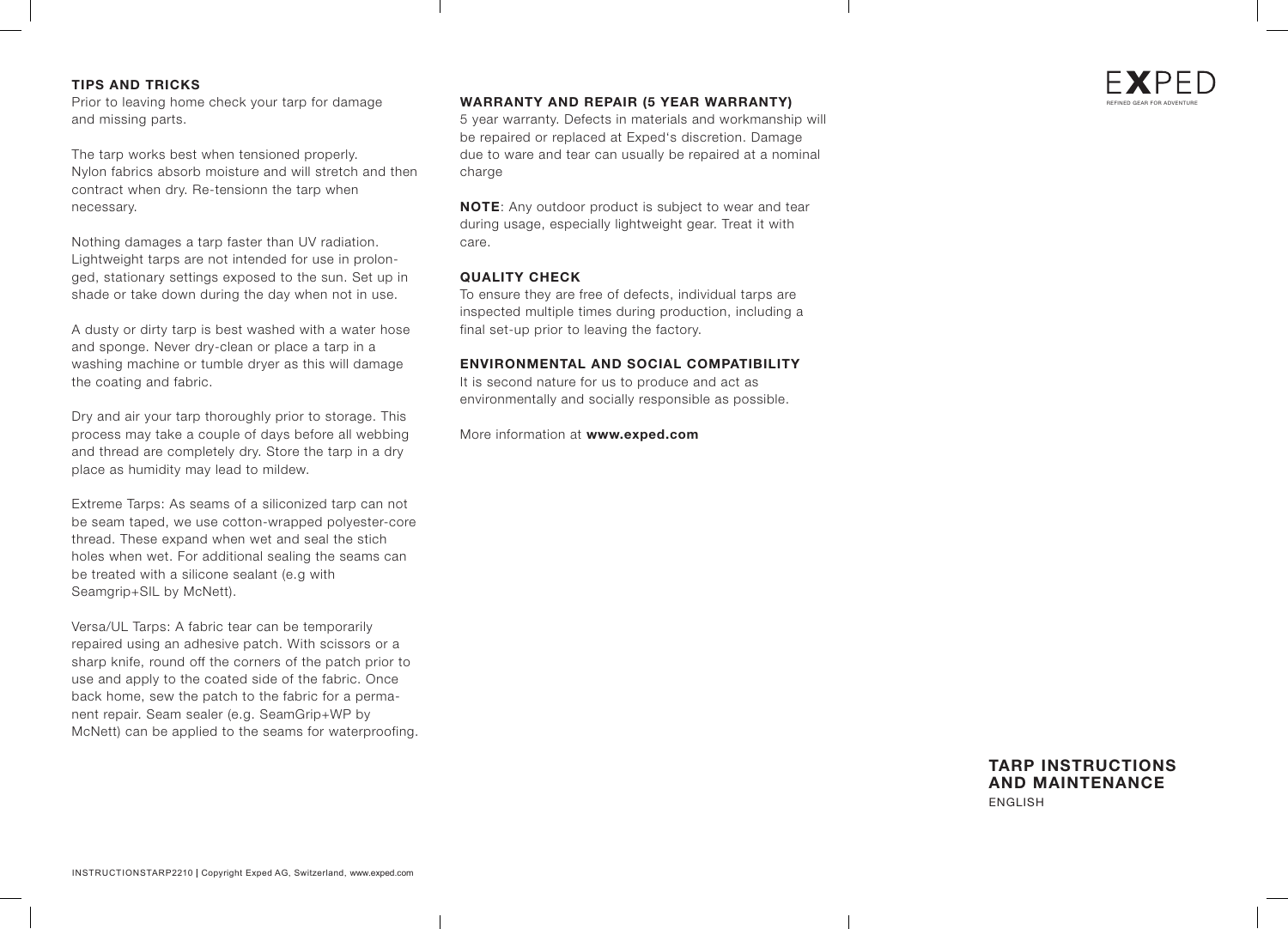## TIPS AND TRICKS

Prior to leaving home check your tarp for damage and missing parts.

The tarp works best when tensioned properly. Nylon fabrics absorb moisture and will stretch and then contract when dry. Re-tensionn the tarp when necessary.

Nothing damages a tarp faster than UV radiation. Lightweight tarps are not intended for use in prolonged, stationary settings exposed to the sun. Set up in shade or take down during the day when not in use.

A dusty or dirty tarp is best washed with a water hose and sponge. Never dry-clean or place a tarp in a washing machine or tumble dryer as this will damage the coating and fabric.

Dry and air your tarp thoroughly prior to storage. This process may take a couple of days before all webbing and thread are completely dry. Store the tarp in a dry place as humidity may lead to mildew.

Extreme Tarps: As seams of a siliconized tarp can not be seam taped, we use cotton-wrapped polyester-core thread. These expand when wet and seal the stich holes when wet. For additional sealing the seams can be treated with a silicone sealant (e.g with Seamgrip+SIL by McNett).

Versa/UL Tarps: A fabric tear can be temporarily repaired using an adhesive patch. With scissors or a sharp knife, round off the corners of the patch prior to use and apply to the coated side of the fabric. Once back home, sew the patch to the fabric for a permanent repair. Seam sealer (e.g. SeamGrip+WP by McNett) can be applied to the seams for waterproofing.

## WARRANTY AND REPAIR (5 YEAR WARRANTY)

5 year warranty. Defects in materials and workmanship will be repaired or replaced at Exped's discretion. Damage due to ware and tear can usually be repaired at a nominal charge

**NOTE**: Any outdoor product is subject to wear and tear during usage, especially lightweight gear. Treat it with care.

## QUALITY CHECK

To ensure they are free of defects, individual tarps are inspected multiple times during production, including a final set-up prior to leaving the factory.

## ENVIRONMENTAL AND SOCIAL COMPATIBILITY

It is second nature for us to produce and act as environmentally and socially responsible as possible.

More information at **www.exped.com**

EXPED

REFINED GEAR FOR ADVENTURE

# TARP INSTRUCTIONS AND MAINTENANCE

ENGLISH

INSTRUCTIONSTARP2210 | Copyright Exped AG, Switzerland, www.exped.com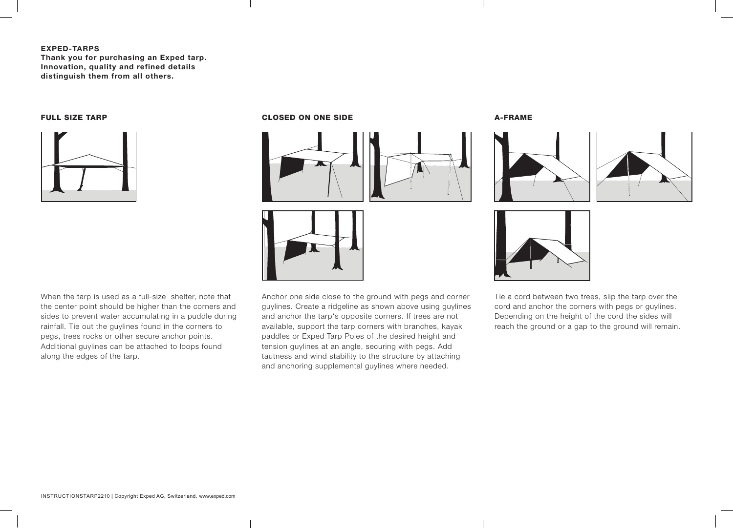**EXPED-TARPS**
**Thank you for purchasing an Exped tarp. Innovation, quality and refined details distinguish them from all others.**

## FULL SIZE TARP

When the tarp is used as a full-size shelter, note that the center point should be higher than the corners and sides to prevent water accumulating in a puddle during rainfall. Tie out the guylines found in the corners to pegs, trees rocks or other secure anchor points. Additional guylines can be attached to loops found along the edges of the tarp.

## CLOSED ON ONE SIDE

Anchor one side close to the ground with pegs and corner guylines. Create a ridgeline as shown above using guylines and anchor the tarp's opposite corners. If trees are not available, support the tarp corners with branches, kayak paddles or Exped Tarp Poles of the desired height and tension guylines at an angle, securing with pegs. Add tautness and wind stability to the structure by attaching and anchoring supplemental guylines where needed.

## A-FRAME

Tie a cord between two trees, slip the tarp over the cord and anchor the corners with pegs or guylines. Depending on the height of the cord the sides will reach the ground or a gap to the ground will remain.

INSTRUCTIONSTARP2210 | Copyright Exped AG, Switzerland, www.exped.com